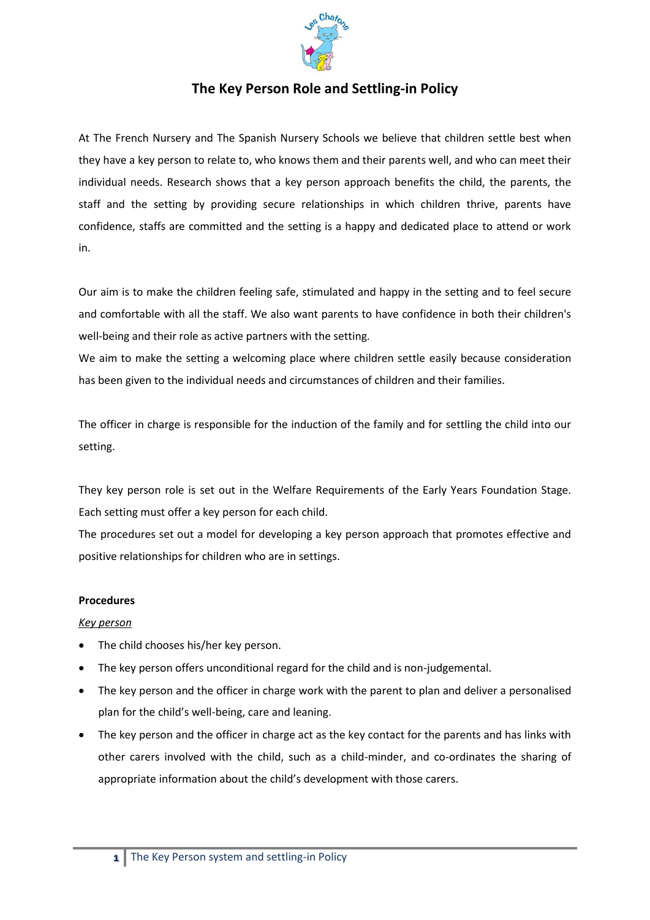# The Key Person Role and Settling-in Policy

At The French Nursery and The Spanish Nursery Schools we believe that children settle best when they have a key person to relate to, who knows them and their parents well, and who can meet their individual needs. Research shows that a key person approach benefits the child, the parents, the staff and the setting by providing secure relationships in which children thrive, parents have confidence, staffs are committed and the setting is a happy and dedicated place to attend or work in.

Our aim is to make the children feeling safe, stimulated and happy in the setting and to feel secure and comfortable with all the staff. We also want parents to have confidence in both their children's well-being and their role as active partners with the setting.
We aim to make the setting a welcoming place where children settle easily because consideration has been given to the individual needs and circumstances of children and their families.

The officer in charge is responsible for the induction of the family and for settling the child into our setting.

They key person role is set out in the Welfare Requirements of the Early Years Foundation Stage. Each setting must offer a key person for each child.
The procedures set out a model for developing a key person approach that promotes effective and positive relationships for children who are in settings.

**Procedures**

*Key person*

- The child chooses his/her key person.
- The key person offers unconditional regard for the child and is non-judgemental.
- The key person and the officer in charge work with the parent to plan and deliver a personalised plan for the child's well-being, care and leaning.
- The key person and the officer in charge act as the key contact for the parents and has links with other carers involved with the child, such as a child-minder, and co-ordinates the sharing of appropriate information about the child's development with those carers.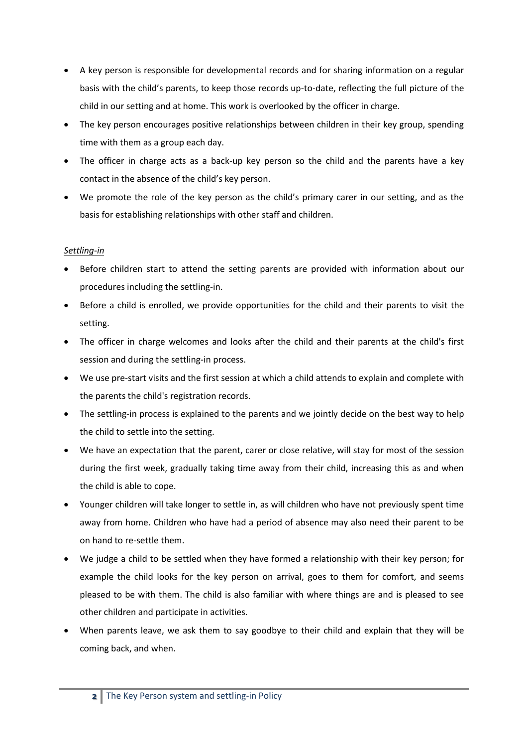- A key person is responsible for developmental records and for sharing information on a regular basis with the child's parents, to keep those records up-to-date, reflecting the full picture of the child in our setting and at home. This work is overlooked by the officer in charge.
- The key person encourages positive relationships between children in their key group, spending time with them as a group each day.
- The officer in charge acts as a back-up key person so the child and the parents have a key contact in the absence of the child's key person.
- We promote the role of the key person as the child's primary carer in our setting, and as the basis for establishing relationships with other staff and children.

*Settling-in*

- Before children start to attend the setting parents are provided with information about our procedures including the settling-in.
- Before a child is enrolled, we provide opportunities for the child and their parents to visit the setting.
- The officer in charge welcomes and looks after the child and their parents at the child's first session and during the settling-in process.
- We use pre-start visits and the first session at which a child attends to explain and complete with the parents the child's registration records.
- The settling-in process is explained to the parents and we jointly decide on the best way to help the child to settle into the setting.
- We have an expectation that the parent, carer or close relative, will stay for most of the session during the first week, gradually taking time away from their child, increasing this as and when the child is able to cope.
- Younger children will take longer to settle in, as will children who have not previously spent time away from home. Children who have had a period of absence may also need their parent to be on hand to re-settle them.
- We judge a child to be settled when they have formed a relationship with their key person; for example the child looks for the key person on arrival, goes to them for comfort, and seems pleased to be with them. The child is also familiar with where things are and is pleased to see other children and participate in activities.
- When parents leave, we ask them to say goodbye to their child and explain that they will be coming back, and when.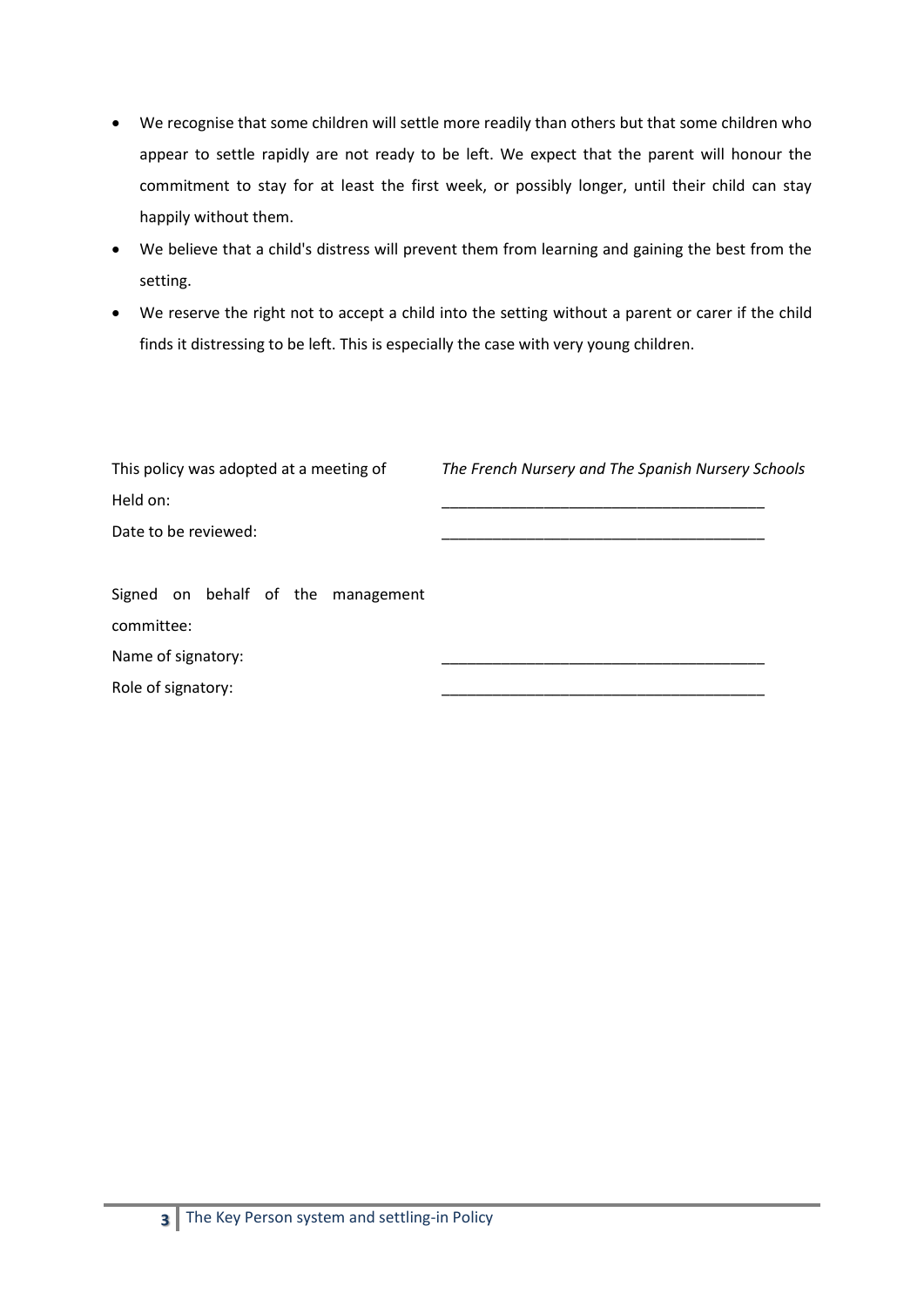- We recognise that some children will settle more readily than others but that some children who appear to settle rapidly are not ready to be left. We expect that the parent will honour the commitment to stay for at least the first week, or possibly longer, until their child can stay happily without them.
- We believe that a child's distress will prevent them from learning and gaining the best from the setting.
- We reserve the right not to accept a child into the setting without a parent or carer if the child finds it distressing to be left. This is especially the case with very young children.

| | |
|---|---|
| This policy was adopted at a meeting of | *The French Nursery and The Spanish Nursery Schools* |
| Held on: | ______________________________ |
| Date to be reviewed: | ______________________________ |
| | |
| Signed on behalf of the management committee: | |
| Name of signatory: | ______________________________ |
| Role of signatory: | ______________________________ |